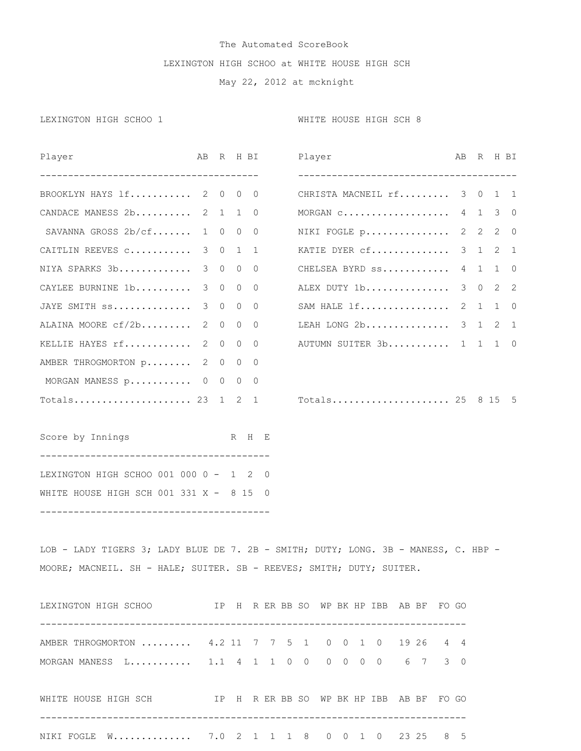# The Automated ScoreBook

## LEXINGTON HIGH SCHOO at WHITE HOUSE HIGH SCH

May 22, 2012 at mcknight

**LEXINGTON HIGH SCHOO 1**

| Player | AB | R | H | BI |
|---|---|---|---|---|
| BROOKLYN HAYS lf | 2 | 0 | 0 | 0 |
| CANDACE MANESS 2b | 2 | 1 | 1 | 0 |
| SAVANNA GROSS 2b/cf | 1 | 0 | 0 | 0 |
| CAITLIN REEVES c | 3 | 0 | 1 | 1 |
| NIYA SPARKS 3b | 3 | 0 | 0 | 0 |
| CAYLEE BURNINE 1b | 3 | 0 | 0 | 0 |
| JAYE SMITH ss | 3 | 0 | 0 | 0 |
| ALAINA MOORE cf/2b | 2 | 0 | 0 | 0 |
| KELLIE HAYES rf | 2 | 0 | 0 | 0 |
| AMBER THROGMORTON p | 2 | 0 | 0 | 0 |
| MORGAN MANESS p | 0 | 0 | 0 | 0 |
| Totals | 23 | 1 | 2 | 1 |

**WHITE HOUSE HIGH SCH 8**

| Player | AB | R | H | BI |
|---|---|---|---|---|
| CHRISTA MACNEIL rf | 3 | 0 | 1 | 1 |
| MORGAN c | 4 | 1 | 3 | 0 |
| NIKI FOGLE p | 2 | 2 | 2 | 0 |
| KATIE DYER cf | 3 | 1 | 2 | 1 |
| CHELSEA BYRD ss | 4 | 1 | 1 | 0 |
| ALEX DUTY 1b | 3 | 0 | 2 | 2 |
| SAM HALE lf | 2 | 1 | 1 | 0 |
| LEAH LONG 2b | 3 | 1 | 2 | 1 |
| AUTUMN SUITER 3b | 1 | 1 | 1 | 0 |
| Totals | 25 | 8 | 15 | 5 |

**Score by Innings**

| Team | Innings | R | H | E |
|---|---|---|---|---|
| LEXINGTON HIGH SCHOO | 001 000 0 | 1 | 2 | 0 |
| WHITE HOUSE HIGH SCH | 001 331 X | 8 | 15 | 0 |

LOB - LADY TIGERS 3; LADY BLUE DE 7. 2B - SMITH; DUTY; LONG. 3B - MANESS, C. HBP - MOORE; MACNEIL. SH - HALE; SUITER. SB - REEVES; SMITH; DUTY; SUITER.

| LEXINGTON HIGH SCHOO | IP | H | R | ER | BB | SO | WP | BK | HP | IBB | AB | BF | FO | GO |
|---|---|---|---|---|---|---|---|---|---|---|---|---|---|---|
| AMBER THROGMORTON | 4.2 | 11 | 7 | 7 | 5 | 1 | 0 | 0 | 1 | 0 | 19 | 26 | 4 | 4 |
| MORGAN MANESS L | 1.1 | 4 | 1 | 1 | 0 | 0 | 0 | 0 | 0 | 0 | 6 | 7 | 3 | 0 |

| WHITE HOUSE HIGH SCH | IP | H | R | ER | BB | SO | WP | BK | HP | IBB | AB | BF | FO | GO |
|---|---|---|---|---|---|---|---|---|---|---|---|---|---|---|
| NIKI FOGLE W | 7.0 | 2 | 1 | 1 | 1 | 8 | 0 | 0 | 1 | 0 | 23 | 25 | 8 | 5 |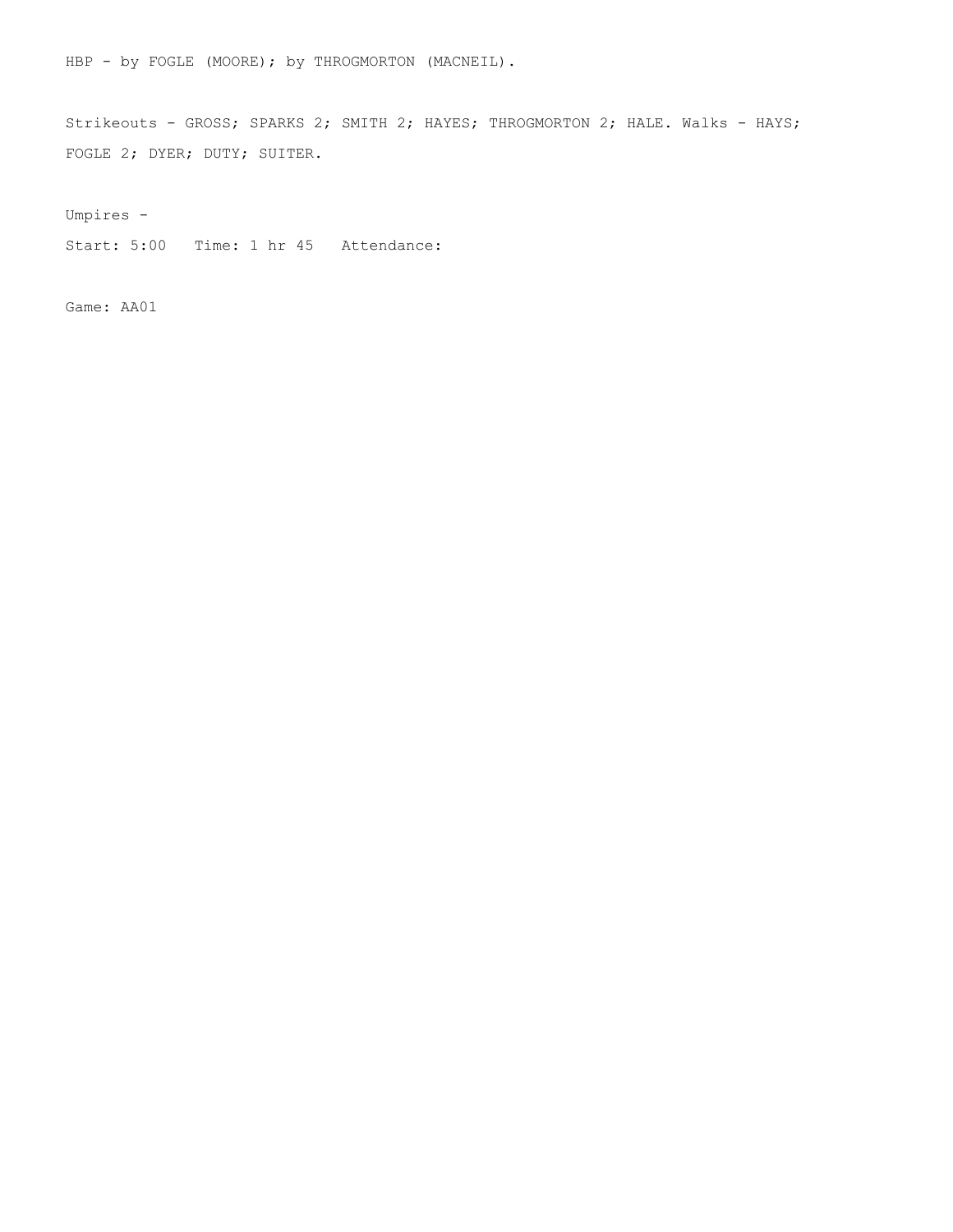HBP - by FOGLE (MOORE); by THROGMORTON (MACNEIL).

Strikeouts - GROSS; SPARKS 2; SMITH 2; HAYES; THROGMORTON 2; HALE. Walks - HAYS; FOGLE 2; DYER; DUTY; SUITER.

Umpires -

Start: 5:00   Time: 1 hr 45   Attendance:

Game: AA01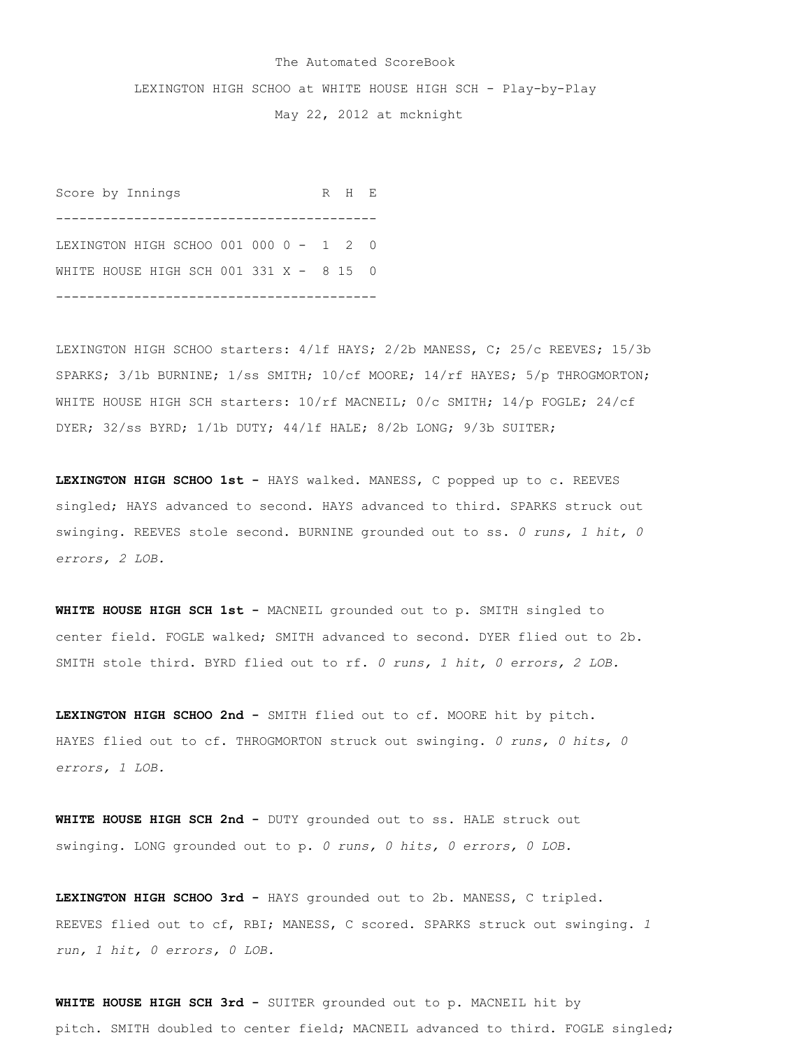The Automated ScoreBook

LEXINGTON HIGH SCHOO at WHITE HOUSE HIGH SCH - Play-by-Play

May 22, 2012 at mcknight

| Score by Innings | | R | H | E |
|---|---|---|---|---|
| LEXINGTON HIGH SCHOO | 001 000 0 - | 1 | 2 | 0 |
| WHITE HOUSE HIGH SCH | 001 331 X - | 8 | 15 | 0 |

LEXINGTON HIGH SCHOO starters: 4/lf HAYS; 2/2b MANESS, C; 25/c REEVES; 15/3b SPARKS; 3/1b BURNINE; 1/ss SMITH; 10/cf MOORE; 14/rf HAYES; 5/p THROGMORTON;
WHITE HOUSE HIGH SCH starters: 10/rf MACNEIL; 0/c SMITH; 14/p FOGLE; 24/cf DYER; 32/ss BYRD; 1/1b DUTY; 44/lf HALE; 8/2b LONG; 9/3b SUITER;

**LEXINGTON HIGH SCHOO 1st -** HAYS walked. MANESS, C popped up to c. REEVES singled; HAYS advanced to second. HAYS advanced to third. SPARKS struck out swinging. REEVES stole second. BURNINE grounded out to ss. *0 runs, 1 hit, 0 errors, 2 LOB.*

**WHITE HOUSE HIGH SCH 1st -** MACNEIL grounded out to p. SMITH singled to center field. FOGLE walked; SMITH advanced to second. DYER flied out to 2b. SMITH stole third. BYRD flied out to rf. *0 runs, 1 hit, 0 errors, 2 LOB.*

**LEXINGTON HIGH SCHOO 2nd -** SMITH flied out to cf. MOORE hit by pitch. HAYES flied out to cf. THROGMORTON struck out swinging. *0 runs, 0 hits, 0 errors, 1 LOB.*

**WHITE HOUSE HIGH SCH 2nd -** DUTY grounded out to ss. HALE struck out swinging. LONG grounded out to p. *0 runs, 0 hits, 0 errors, 0 LOB.*

**LEXINGTON HIGH SCHOO 3rd -** HAYS grounded out to 2b. MANESS, C tripled. REEVES flied out to cf, RBI; MANESS, C scored. SPARKS struck out swinging. *1 run, 1 hit, 0 errors, 0 LOB.*

**WHITE HOUSE HIGH SCH 3rd -** SUITER grounded out to p. MACNEIL hit by pitch. SMITH doubled to center field; MACNEIL advanced to third. FOGLE singled;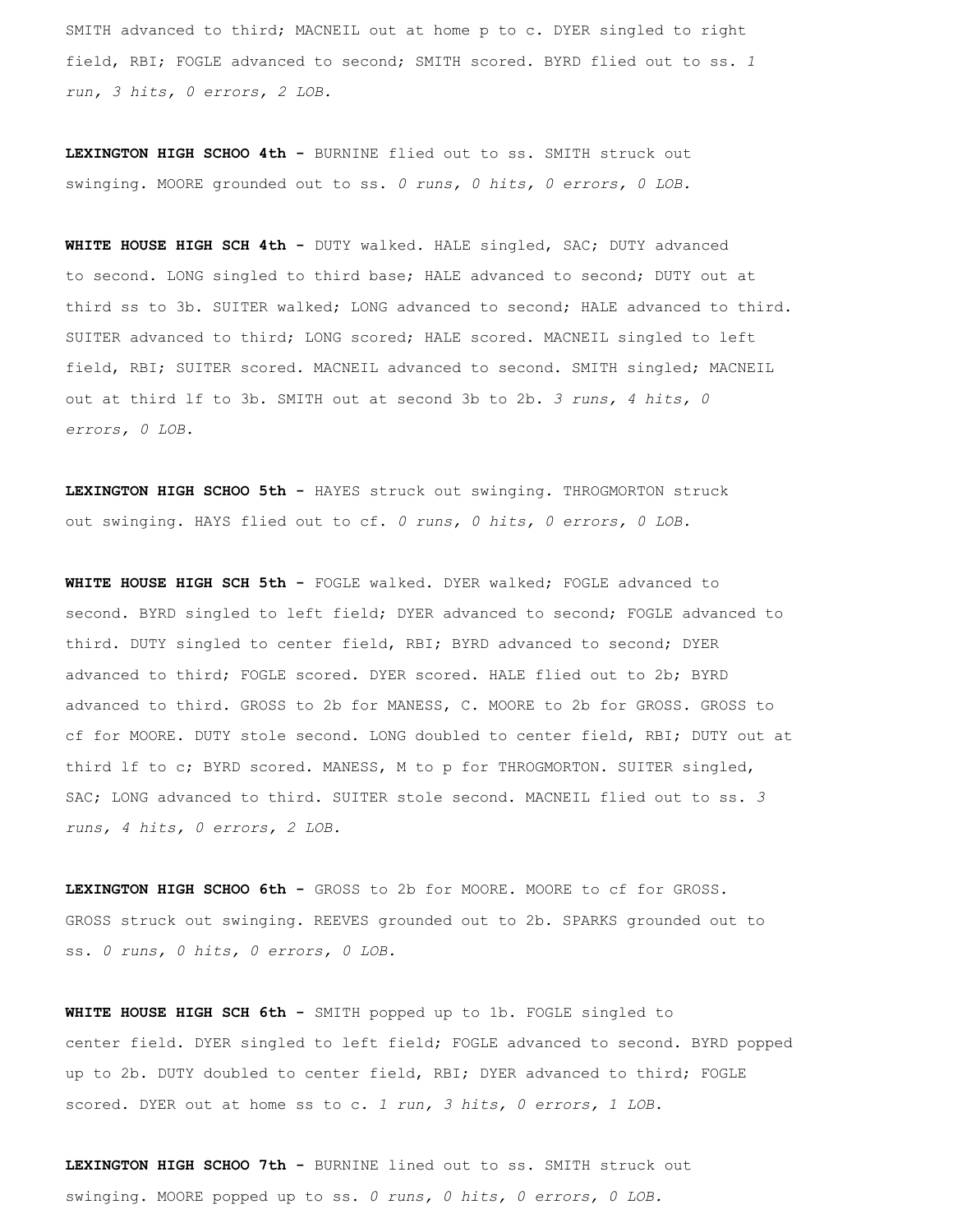SMITH advanced to third; MACNEIL out at home p to c. DYER singled to right field, RBI; FOGLE advanced to second; SMITH scored. BYRD flied out to ss. *1 run, 3 hits, 0 errors, 2 LOB.*

**LEXINGTON HIGH SCHOO 4th -** BURNINE flied out to ss. SMITH struck out swinging. MOORE grounded out to ss. *0 runs, 0 hits, 0 errors, 0 LOB.*

**WHITE HOUSE HIGH SCH 4th -** DUTY walked. HALE singled, SAC; DUTY advanced to second. LONG singled to third base; HALE advanced to second; DUTY out at third ss to 3b. SUITER walked; LONG advanced to second; HALE advanced to third. SUITER advanced to third; LONG scored; HALE scored. MACNEIL singled to left field, RBI; SUITER scored. MACNEIL advanced to second. SMITH singled; MACNEIL out at third lf to 3b. SMITH out at second 3b to 2b. *3 runs, 4 hits, 0 errors, 0 LOB.*

**LEXINGTON HIGH SCHOO 5th -** HAYES struck out swinging. THROGMORTON struck out swinging. HAYS flied out to cf. *0 runs, 0 hits, 0 errors, 0 LOB.*

**WHITE HOUSE HIGH SCH 5th -** FOGLE walked. DYER walked; FOGLE advanced to second. BYRD singled to left field; DYER advanced to second; FOGLE advanced to third. DUTY singled to center field, RBI; BYRD advanced to second; DYER advanced to third; FOGLE scored. DYER scored. HALE flied out to 2b; BYRD advanced to third. GROSS to 2b for MANESS, C. MOORE to 2b for GROSS. GROSS to cf for MOORE. DUTY stole second. LONG doubled to center field, RBI; DUTY out at third lf to c; BYRD scored. MANESS, M to p for THROGMORTON. SUITER singled, SAC; LONG advanced to third. SUITER stole second. MACNEIL flied out to ss. *3 runs, 4 hits, 0 errors, 2 LOB.*

**LEXINGTON HIGH SCHOO 6th -** GROSS to 2b for MOORE. MOORE to cf for GROSS. GROSS struck out swinging. REEVES grounded out to 2b. SPARKS grounded out to ss. *0 runs, 0 hits, 0 errors, 0 LOB.*

**WHITE HOUSE HIGH SCH 6th -** SMITH popped up to 1b. FOGLE singled to center field. DYER singled to left field; FOGLE advanced to second. BYRD popped up to 2b. DUTY doubled to center field, RBI; DYER advanced to third; FOGLE scored. DYER out at home ss to c. *1 run, 3 hits, 0 errors, 1 LOB.*

**LEXINGTON HIGH SCHOO 7th -** BURNINE lined out to ss. SMITH struck out swinging. MOORE popped up to ss. *0 runs, 0 hits, 0 errors, 0 LOB.*